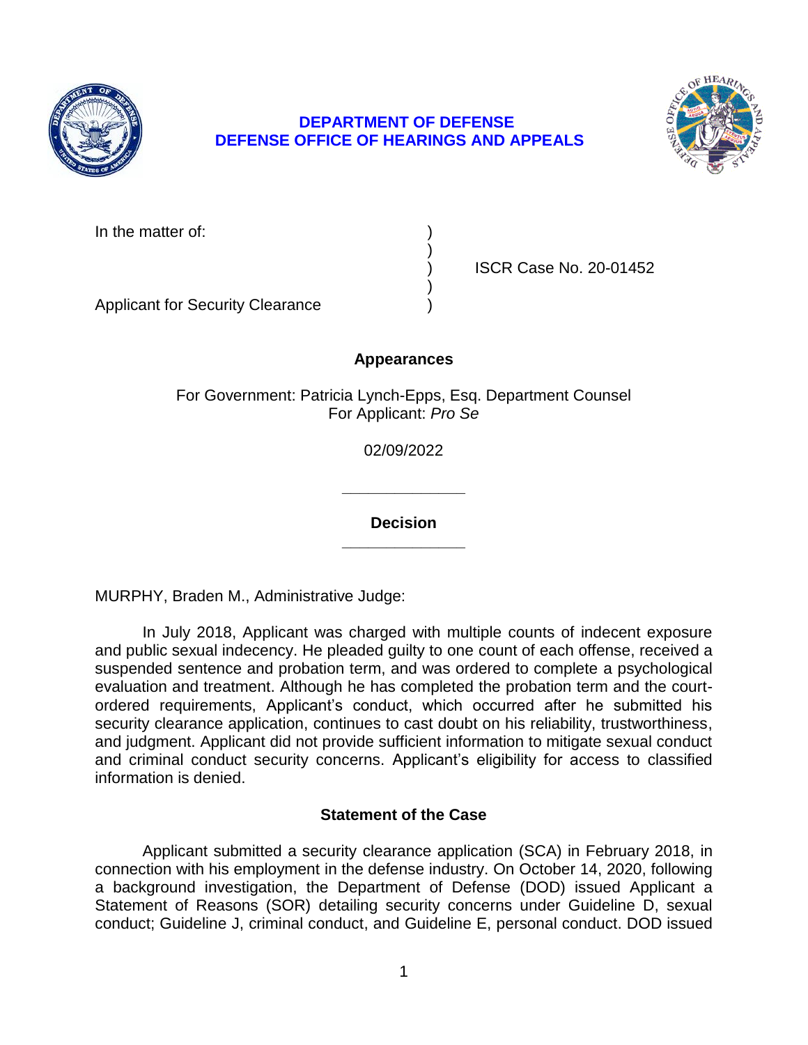# DEPARTMENT OF DEFENSE
# DEFENSE OFFICE OF HEARINGS AND APPEALS

In the matter of: )
)
) ISCR Case No. 20-01452
)
Applicant for Security Clearance )

## Appearances

For Government: Patricia Lynch-Epps, Esq. Department Counsel
For Applicant: *Pro Se*

02/09/2022

______________

## Decision

______________

MURPHY, Braden M., Administrative Judge:

In July 2018, Applicant was charged with multiple counts of indecent exposure and public sexual indecency. He pleaded guilty to one count of each offense, received a suspended sentence and probation term, and was ordered to complete a psychological evaluation and treatment. Although he has completed the probation term and the court-ordered requirements, Applicant's conduct, which occurred after he submitted his security clearance application, continues to cast doubt on his reliability, trustworthiness, and judgment. Applicant did not provide sufficient information to mitigate sexual conduct and criminal conduct security concerns. Applicant's eligibility for access to classified information is denied.

## Statement of the Case

Applicant submitted a security clearance application (SCA) in February 2018, in connection with his employment in the defense industry. On October 14, 2020, following a background investigation, the Department of Defense (DOD) issued Applicant a Statement of Reasons (SOR) detailing security concerns under Guideline D, sexual conduct; Guideline J, criminal conduct, and Guideline E, personal conduct. DOD issued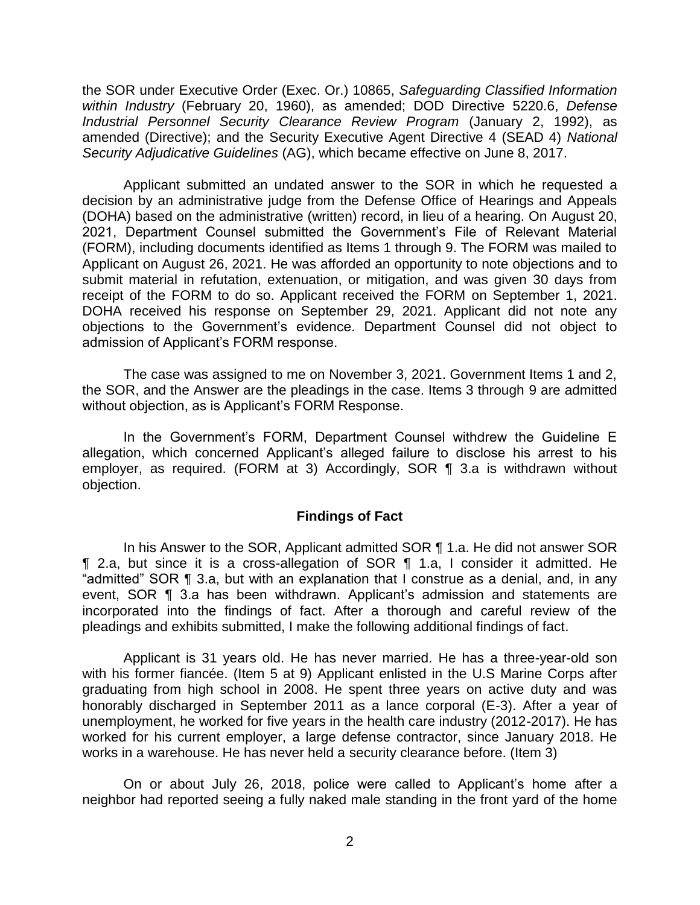the SOR under Executive Order (Exec. Or.) 10865, *Safeguarding Classified Information within Industry* (February 20, 1960), as amended; DOD Directive 5220.6, *Defense Industrial Personnel Security Clearance Review Program* (January 2, 1992), as amended (Directive); and the Security Executive Agent Directive 4 (SEAD 4) *National Security Adjudicative Guidelines* (AG), which became effective on June 8, 2017.

Applicant submitted an undated answer to the SOR in which he requested a decision by an administrative judge from the Defense Office of Hearings and Appeals (DOHA) based on the administrative (written) record, in lieu of a hearing. On August 20, 2021, Department Counsel submitted the Government's File of Relevant Material (FORM), including documents identified as Items 1 through 9. The FORM was mailed to Applicant on August 26, 2021. He was afforded an opportunity to note objections and to submit material in refutation, extenuation, or mitigation, and was given 30 days from receipt of the FORM to do so. Applicant received the FORM on September 1, 2021. DOHA received his response on September 29, 2021. Applicant did not note any objections to the Government's evidence. Department Counsel did not object to admission of Applicant's FORM response.

The case was assigned to me on November 3, 2021. Government Items 1 and 2, the SOR, and the Answer are the pleadings in the case. Items 3 through 9 are admitted without objection, as is Applicant's FORM Response.

In the Government's FORM, Department Counsel withdrew the Guideline E allegation, which concerned Applicant's alleged failure to disclose his arrest to his employer, as required. (FORM at 3) Accordingly, SOR ¶ 3.a is withdrawn without objection.

## Findings of Fact

In his Answer to the SOR, Applicant admitted SOR ¶ 1.a. He did not answer SOR ¶ 2.a, but since it is a cross-allegation of SOR ¶ 1.a, I consider it admitted. He "admitted" SOR ¶ 3.a, but with an explanation that I construe as a denial, and, in any event, SOR ¶ 3.a has been withdrawn. Applicant's admission and statements are incorporated into the findings of fact. After a thorough and careful review of the pleadings and exhibits submitted, I make the following additional findings of fact.

Applicant is 31 years old. He has never married. He has a three-year-old son with his former fiancée. (Item 5 at 9) Applicant enlisted in the U.S Marine Corps after graduating from high school in 2008. He spent three years on active duty and was honorably discharged in September 2011 as a lance corporal (E-3). After a year of unemployment, he worked for five years in the health care industry (2012-2017). He has worked for his current employer, a large defense contractor, since January 2018. He works in a warehouse. He has never held a security clearance before. (Item 3)

On or about July 26, 2018, police were called to Applicant's home after a neighbor had reported seeing a fully naked male standing in the front yard of the home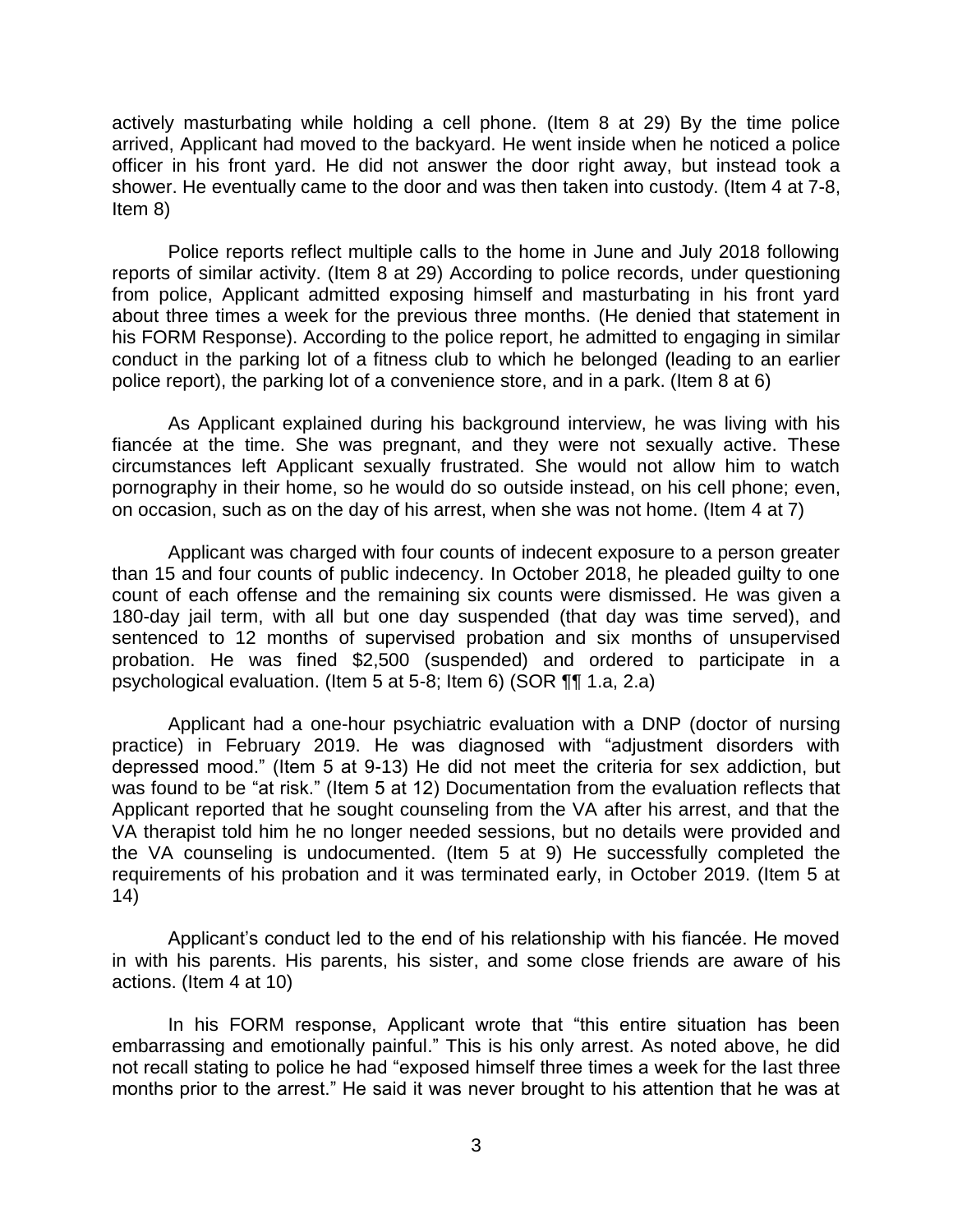actively masturbating while holding a cell phone. (Item 8 at 29) By the time police arrived, Applicant had moved to the backyard. He went inside when he noticed a police officer in his front yard. He did not answer the door right away, but instead took a shower. He eventually came to the door and was then taken into custody. (Item 4 at 7-8, Item 8)

Police reports reflect multiple calls to the home in June and July 2018 following reports of similar activity. (Item 8 at 29) According to police records, under questioning from police, Applicant admitted exposing himself and masturbating in his front yard about three times a week for the previous three months. (He denied that statement in his FORM Response). According to the police report, he admitted to engaging in similar conduct in the parking lot of a fitness club to which he belonged (leading to an earlier police report), the parking lot of a convenience store, and in a park. (Item 8 at 6)

As Applicant explained during his background interview, he was living with his fiancée at the time. She was pregnant, and they were not sexually active. These circumstances left Applicant sexually frustrated. She would not allow him to watch pornography in their home, so he would do so outside instead, on his cell phone; even, on occasion, such as on the day of his arrest, when she was not home. (Item 4 at 7)

Applicant was charged with four counts of indecent exposure to a person greater than 15 and four counts of public indecency. In October 2018, he pleaded guilty to one count of each offense and the remaining six counts were dismissed. He was given a 180-day jail term, with all but one day suspended (that day was time served), and sentenced to 12 months of supervised probation and six months of unsupervised probation. He was fined $2,500 (suspended) and ordered to participate in a psychological evaluation. (Item 5 at 5-8; Item 6) (SOR ¶¶ 1.a, 2.a)

Applicant had a one-hour psychiatric evaluation with a DNP (doctor of nursing practice) in February 2019. He was diagnosed with "adjustment disorders with depressed mood." (Item 5 at 9-13) He did not meet the criteria for sex addiction, but was found to be "at risk." (Item 5 at 12) Documentation from the evaluation reflects that Applicant reported that he sought counseling from the VA after his arrest, and that the VA therapist told him he no longer needed sessions, but no details were provided and the VA counseling is undocumented. (Item 5 at 9) He successfully completed the requirements of his probation and it was terminated early, in October 2019. (Item 5 at 14)

Applicant's conduct led to the end of his relationship with his fiancée. He moved in with his parents. His parents, his sister, and some close friends are aware of his actions. (Item 4 at 10)

In his FORM response, Applicant wrote that "this entire situation has been embarrassing and emotionally painful." This is his only arrest. As noted above, he did not recall stating to police he had "exposed himself three times a week for the last three months prior to the arrest." He said it was never brought to his attention that he was at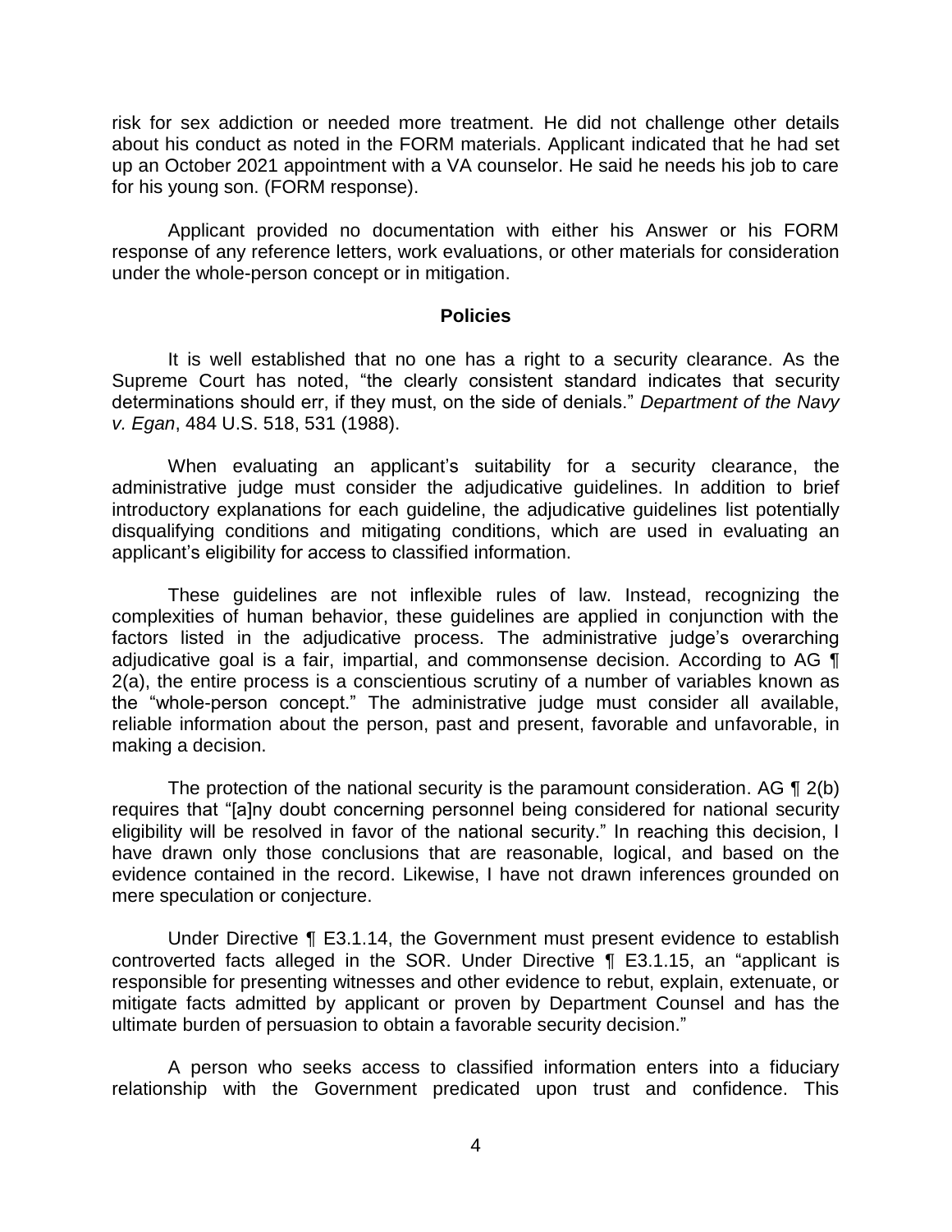risk for sex addiction or needed more treatment. He did not challenge other details about his conduct as noted in the FORM materials. Applicant indicated that he had set up an October 2021 appointment with a VA counselor. He said he needs his job to care for his young son. (FORM response).

Applicant provided no documentation with either his Answer or his FORM response of any reference letters, work evaluations, or other materials for consideration under the whole-person concept or in mitigation.

## Policies

It is well established that no one has a right to a security clearance. As the Supreme Court has noted, "the clearly consistent standard indicates that security determinations should err, if they must, on the side of denials." *Department of the Navy v. Egan*, 484 U.S. 518, 531 (1988).

When evaluating an applicant's suitability for a security clearance, the administrative judge must consider the adjudicative guidelines. In addition to brief introductory explanations for each guideline, the adjudicative guidelines list potentially disqualifying conditions and mitigating conditions, which are used in evaluating an applicant's eligibility for access to classified information.

These guidelines are not inflexible rules of law. Instead, recognizing the complexities of human behavior, these guidelines are applied in conjunction with the factors listed in the adjudicative process. The administrative judge's overarching adjudicative goal is a fair, impartial, and commonsense decision. According to AG ¶ 2(a), the entire process is a conscientious scrutiny of a number of variables known as the "whole-person concept." The administrative judge must consider all available, reliable information about the person, past and present, favorable and unfavorable, in making a decision.

The protection of the national security is the paramount consideration. AG ¶ 2(b) requires that "[a]ny doubt concerning personnel being considered for national security eligibility will be resolved in favor of the national security." In reaching this decision, I have drawn only those conclusions that are reasonable, logical, and based on the evidence contained in the record. Likewise, I have not drawn inferences grounded on mere speculation or conjecture.

Under Directive ¶ E3.1.14, the Government must present evidence to establish controverted facts alleged in the SOR. Under Directive ¶ E3.1.15, an "applicant is responsible for presenting witnesses and other evidence to rebut, explain, extenuate, or mitigate facts admitted by applicant or proven by Department Counsel and has the ultimate burden of persuasion to obtain a favorable security decision."

A person who seeks access to classified information enters into a fiduciary relationship with the Government predicated upon trust and confidence. This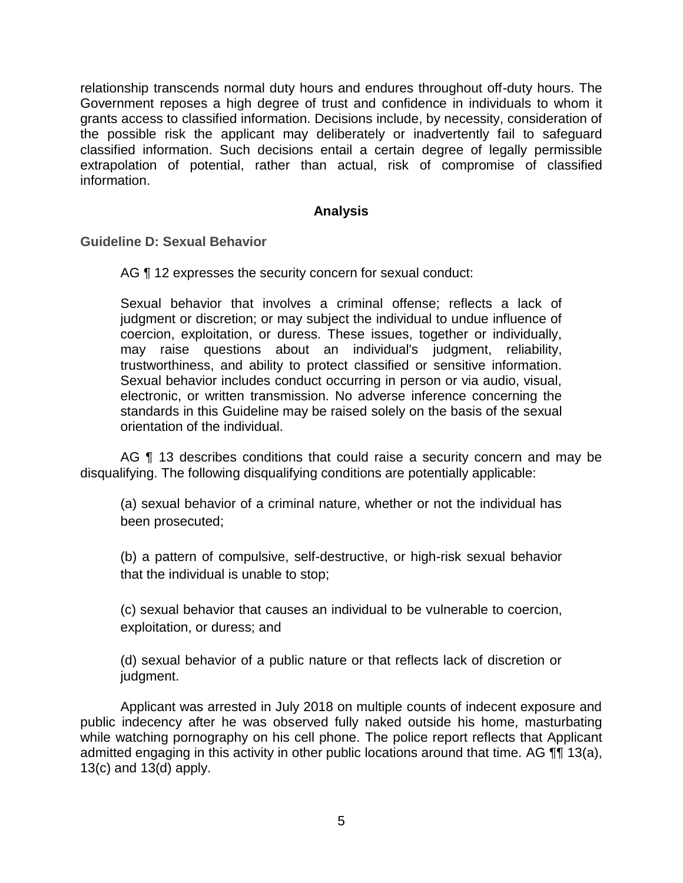relationship transcends normal duty hours and endures throughout off-duty hours. The Government reposes a high degree of trust and confidence in individuals to whom it grants access to classified information. Decisions include, by necessity, consideration of the possible risk the applicant may deliberately or inadvertently fail to safeguard classified information. Such decisions entail a certain degree of legally permissible extrapolation of potential, rather than actual, risk of compromise of classified information.

## Analysis

### Guideline D: Sexual Behavior

AG ¶ 12 expresses the security concern for sexual conduct:

> Sexual behavior that involves a criminal offense; reflects a lack of judgment or discretion; or may subject the individual to undue influence of coercion, exploitation, or duress. These issues, together or individually, may raise questions about an individual's judgment, reliability, trustworthiness, and ability to protect classified or sensitive information. Sexual behavior includes conduct occurring in person or via audio, visual, electronic, or written transmission. No adverse inference concerning the standards in this Guideline may be raised solely on the basis of the sexual orientation of the individual.

AG ¶ 13 describes conditions that could raise a security concern and may be disqualifying. The following disqualifying conditions are potentially applicable:

> (a) sexual behavior of a criminal nature, whether or not the individual has been prosecuted;
>
> (b) a pattern of compulsive, self-destructive, or high-risk sexual behavior that the individual is unable to stop;
>
> (c) sexual behavior that causes an individual to be vulnerable to coercion, exploitation, or duress; and
>
> (d) sexual behavior of a public nature or that reflects lack of discretion or judgment.

Applicant was arrested in July 2018 on multiple counts of indecent exposure and public indecency after he was observed fully naked outside his home, masturbating while watching pornography on his cell phone. The police report reflects that Applicant admitted engaging in this activity in other public locations around that time. AG ¶¶ 13(a), 13(c) and 13(d) apply.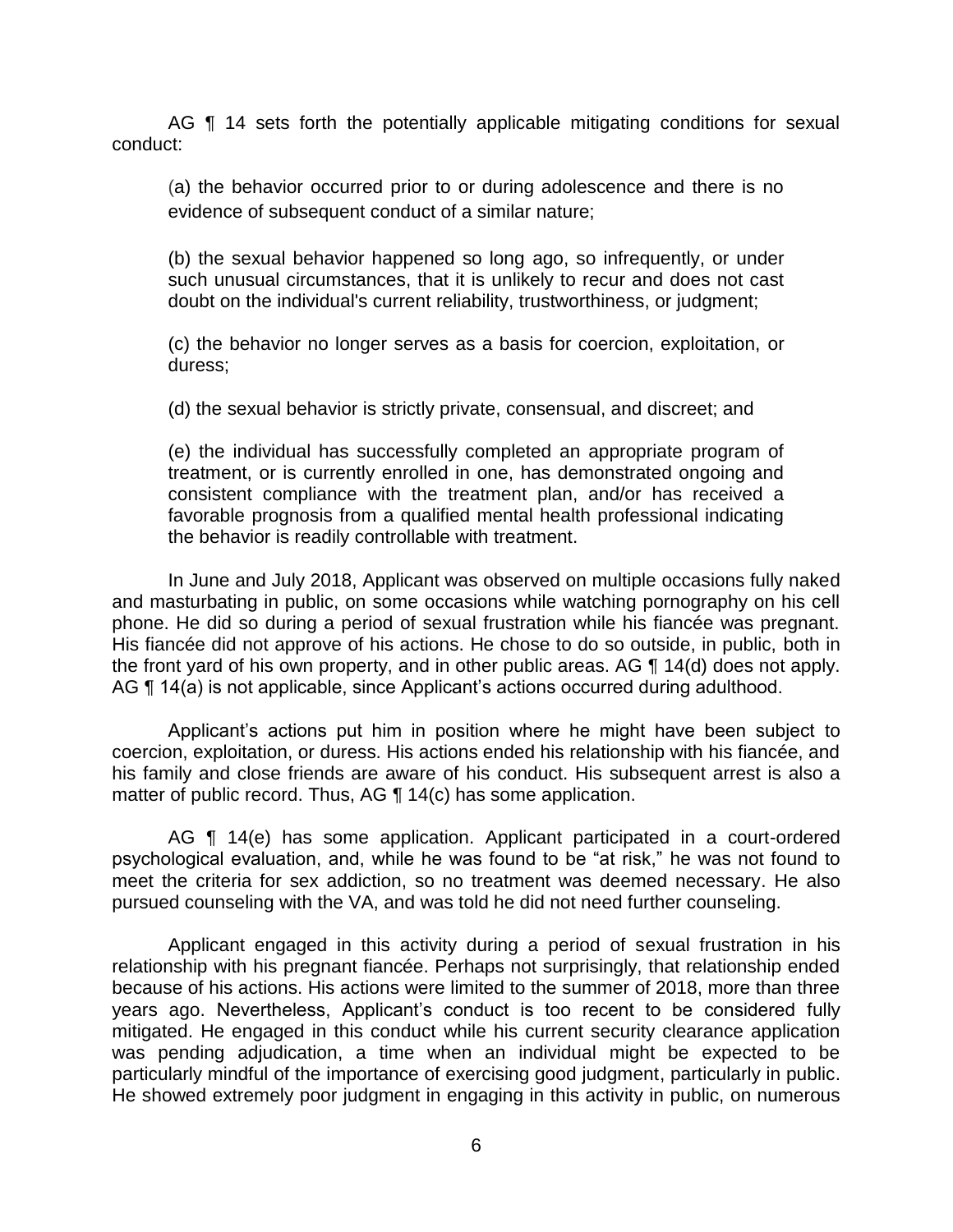AG ¶ 14 sets forth the potentially applicable mitigating conditions for sexual conduct:

> (a) the behavior occurred prior to or during adolescence and there is no evidence of subsequent conduct of a similar nature;
>
> (b) the sexual behavior happened so long ago, so infrequently, or under such unusual circumstances, that it is unlikely to recur and does not cast doubt on the individual's current reliability, trustworthiness, or judgment;
>
> (c) the behavior no longer serves as a basis for coercion, exploitation, or duress;
>
> (d) the sexual behavior is strictly private, consensual, and discreet; and
>
> (e) the individual has successfully completed an appropriate program of treatment, or is currently enrolled in one, has demonstrated ongoing and consistent compliance with the treatment plan, and/or has received a favorable prognosis from a qualified mental health professional indicating the behavior is readily controllable with treatment.

In June and July 2018, Applicant was observed on multiple occasions fully naked and masturbating in public, on some occasions while watching pornography on his cell phone. He did so during a period of sexual frustration while his fiancée was pregnant. His fiancée did not approve of his actions. He chose to do so outside, in public, both in the front yard of his own property, and in other public areas. AG ¶ 14(d) does not apply. AG ¶ 14(a) is not applicable, since Applicant's actions occurred during adulthood.

Applicant's actions put him in position where he might have been subject to coercion, exploitation, or duress. His actions ended his relationship with his fiancée, and his family and close friends are aware of his conduct. His subsequent arrest is also a matter of public record. Thus, AG ¶ 14(c) has some application.

AG ¶ 14(e) has some application. Applicant participated in a court-ordered psychological evaluation, and, while he was found to be "at risk," he was not found to meet the criteria for sex addiction, so no treatment was deemed necessary. He also pursued counseling with the VA, and was told he did not need further counseling.

Applicant engaged in this activity during a period of sexual frustration in his relationship with his pregnant fiancée. Perhaps not surprisingly, that relationship ended because of his actions. His actions were limited to the summer of 2018, more than three years ago. Nevertheless, Applicant's conduct is too recent to be considered fully mitigated. He engaged in this conduct while his current security clearance application was pending adjudication, a time when an individual might be expected to be particularly mindful of the importance of exercising good judgment, particularly in public. He showed extremely poor judgment in engaging in this activity in public, on numerous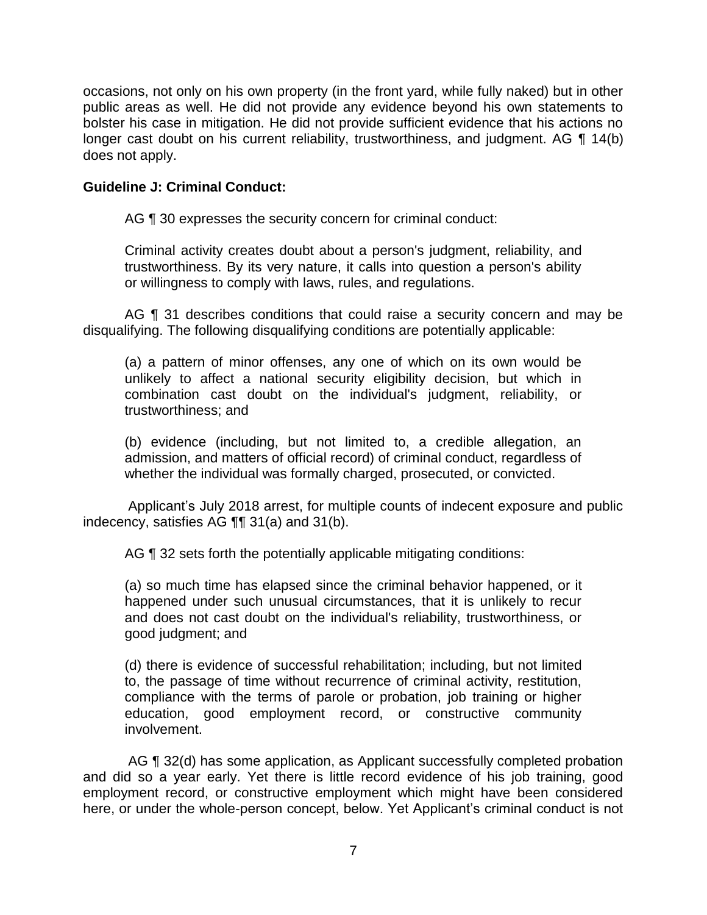occasions, not only on his own property (in the front yard, while fully naked) but in other public areas as well. He did not provide any evidence beyond his own statements to bolster his case in mitigation. He did not provide sufficient evidence that his actions no longer cast doubt on his current reliability, trustworthiness, and judgment. AG ¶ 14(b) does not apply.

**Guideline J: Criminal Conduct:**

AG ¶ 30 expresses the security concern for criminal conduct:

> Criminal activity creates doubt about a person's judgment, reliability, and trustworthiness. By its very nature, it calls into question a person's ability or willingness to comply with laws, rules, and regulations.

AG ¶ 31 describes conditions that could raise a security concern and may be disqualifying. The following disqualifying conditions are potentially applicable:

> (a) a pattern of minor offenses, any one of which on its own would be unlikely to affect a national security eligibility decision, but which in combination cast doubt on the individual's judgment, reliability, or trustworthiness; and
>
> (b) evidence (including, but not limited to, a credible allegation, an admission, and matters of official record) of criminal conduct, regardless of whether the individual was formally charged, prosecuted, or convicted.

Applicant's July 2018 arrest, for multiple counts of indecent exposure and public indecency, satisfies AG ¶¶ 31(a) and 31(b).

AG ¶ 32 sets forth the potentially applicable mitigating conditions:

> (a) so much time has elapsed since the criminal behavior happened, or it happened under such unusual circumstances, that it is unlikely to recur and does not cast doubt on the individual's reliability, trustworthiness, or good judgment; and
>
> (d) there is evidence of successful rehabilitation; including, but not limited to, the passage of time without recurrence of criminal activity, restitution, compliance with the terms of parole or probation, job training or higher education, good employment record, or constructive community involvement.

AG ¶ 32(d) has some application, as Applicant successfully completed probation and did so a year early. Yet there is little record evidence of his job training, good employment record, or constructive employment which might have been considered here, or under the whole-person concept, below. Yet Applicant's criminal conduct is not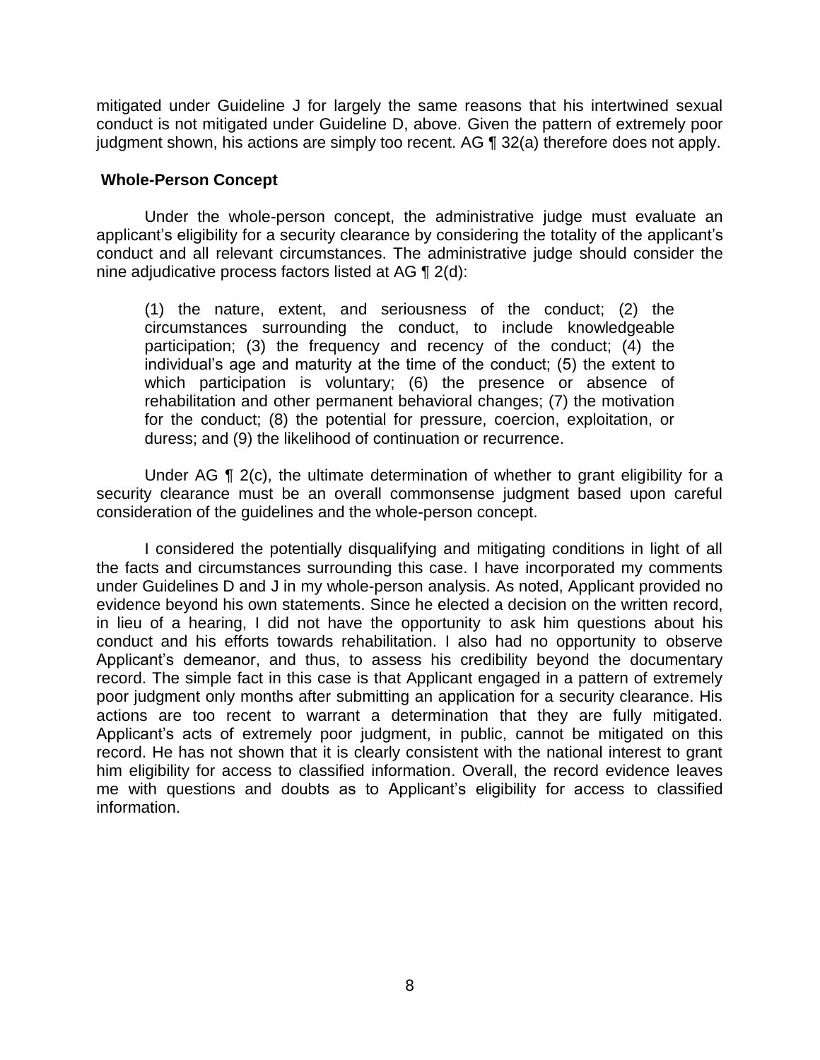mitigated under Guideline J for largely the same reasons that his intertwined sexual conduct is not mitigated under Guideline D, above. Given the pattern of extremely poor judgment shown, his actions are simply too recent. AG ¶ 32(a) therefore does not apply.

**Whole-Person Concept**

Under the whole-person concept, the administrative judge must evaluate an applicant's eligibility for a security clearance by considering the totality of the applicant's conduct and all relevant circumstances. The administrative judge should consider the nine adjudicative process factors listed at AG ¶ 2(d):

> (1) the nature, extent, and seriousness of the conduct; (2) the circumstances surrounding the conduct, to include knowledgeable participation; (3) the frequency and recency of the conduct; (4) the individual's age and maturity at the time of the conduct; (5) the extent to which participation is voluntary; (6) the presence or absence of rehabilitation and other permanent behavioral changes; (7) the motivation for the conduct; (8) the potential for pressure, coercion, exploitation, or duress; and (9) the likelihood of continuation or recurrence.

Under AG ¶ 2(c), the ultimate determination of whether to grant eligibility for a security clearance must be an overall commonsense judgment based upon careful consideration of the guidelines and the whole-person concept.

I considered the potentially disqualifying and mitigating conditions in light of all the facts and circumstances surrounding this case. I have incorporated my comments under Guidelines D and J in my whole-person analysis. As noted, Applicant provided no evidence beyond his own statements. Since he elected a decision on the written record, in lieu of a hearing, I did not have the opportunity to ask him questions about his conduct and his efforts towards rehabilitation. I also had no opportunity to observe Applicant's demeanor, and thus, to assess his credibility beyond the documentary record. The simple fact in this case is that Applicant engaged in a pattern of extremely poor judgment only months after submitting an application for a security clearance. His actions are too recent to warrant a determination that they are fully mitigated. Applicant's acts of extremely poor judgment, in public, cannot be mitigated on this record. He has not shown that it is clearly consistent with the national interest to grant him eligibility for access to classified information. Overall, the record evidence leaves me with questions and doubts as to Applicant's eligibility for access to classified information.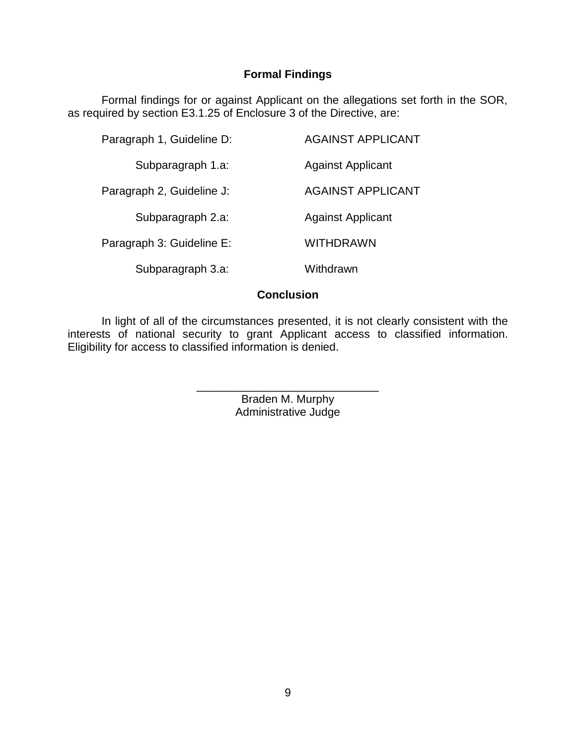## Formal Findings

Formal findings for or against Applicant on the allegations set forth in the SOR, as required by section E3.1.25 of Enclosure 3 of the Directive, are:

| | |
|---|---|
| Paragraph 1, Guideline D: | AGAINST APPLICANT |
| Subparagraph 1.a: | Against Applicant |
| Paragraph 2, Guideline J: | AGAINST APPLICANT |
| Subparagraph 2.a: | Against Applicant |
| Paragraph 3: Guideline E: | WITHDRAWN |
| Subparagraph 3.a: | Withdrawn |

## Conclusion

In light of all of the circumstances presented, it is not clearly consistent with the interests of national security to grant Applicant access to classified information. Eligibility for access to classified information is denied.

\_\_\_\_\_\_\_\_\_\_\_\_\_\_\_\_\_\_\_\_\_\_\_\_\_\_\_\_\_\_

Braden M. Murphy
Administrative Judge